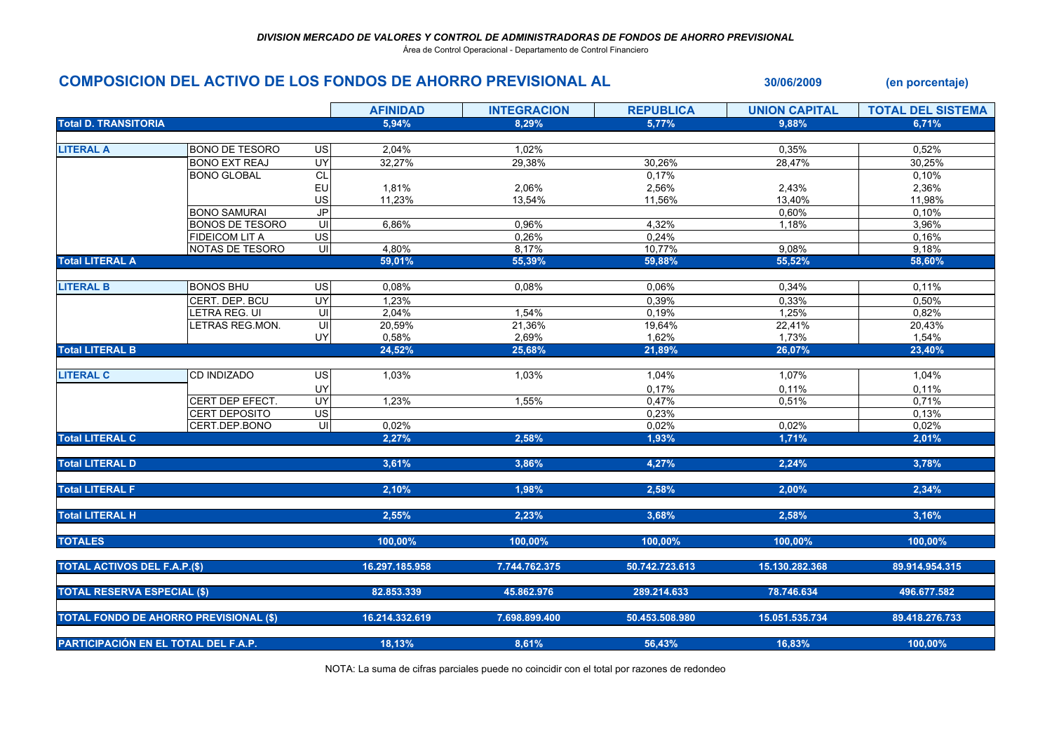*DIVISION MERCADO DE VALORES Y CONTROL DE ADMINISTRADORAS DE FONDOS DE AHORRO PREVISIONAL*

Área de Control Operacional - Departamento de Control Financiero

## COMPOSICION DEL ACTIVO DE LOS FONDOS DE AHORRO PREVISIONAL AL 30/06/2009 (en porcentaje)

| | | | AFINIDAD | INTEGRACION | REPUBLICA | UNION CAPITAL | TOTAL DEL SISTEMA |
|---|---|---|---|---|---|---|---|
| **Total D. TRANSITORIA** | | | **5,94%** | **8,29%** | **5,77%** | **9,88%** | **6,71%** |
| **LITERAL A** | BONO DE TESORO | US | 2,04% | 1,02% | | 0,35% | 0,52% |
| | BONO EXT REAJ | UY | 32,27% | 29,38% | 30,26% | 28,47% | 30,25% |
| | BONO GLOBAL | CL | | | 0,17% | | 0,10% |
| | | EU | 1,81% | 2,06% | 2,56% | 2,43% | 2,36% |
| | | US | 11,23% | 13,54% | 11,56% | 13,40% | 11,98% |
| | BONO SAMURAI | JP | | | | 0,60% | 0,10% |
| | BONOS DE TESORO | UI | 6,86% | 0,96% | 4,32% | 1,18% | 3,96% |
| | FIDEICOM LIT A | US | | 0,26% | 0,24% | | 0,16% |
| | NOTAS DE TESORO | UI | 4,80% | 8,17% | 10,77% | 9,08% | 9,18% |
| **Total LITERAL A** | | | **59,01%** | **55,39%** | **59,88%** | **55,52%** | **58,60%** |
| **LITERAL B** | BONOS BHU | US | 0,08% | 0,08% | 0,06% | 0,34% | 0,11% |
| | CERT. DEP. BCU | UY | 1,23% | | 0,39% | 0,33% | 0,50% |
| | LETRA REG. UI | UI | 2,04% | 1,54% | 0,19% | 1,25% | 0,82% |
| | LETRAS REG.MON. | UI | 20,59% | 21,36% | 19,64% | 22,41% | 20,43% |
| | | UY | 0,58% | 2,69% | 1,62% | 1,73% | 1,54% |
| **Total LITERAL B** | | | **24,52%** | **25,68%** | **21,89%** | **26,07%** | **23,40%** |
| **LITERAL C** | CD INDIZADO | US | 1,03% | 1,03% | 1,04% | 1,07% | 1,04% |
| | | UY | | | 0,17% | 0,11% | 0,11% |
| | CERT DEP EFECT. | UY | 1,23% | 1,55% | 0,47% | 0,51% | 0,71% |
| | CERT DEPOSITO | US | | | 0,23% | | 0,13% |
| | CERT.DEP.BONO | UI | 0,02% | | 0,02% | 0,02% | 0,02% |
| **Total LITERAL C** | | | **2,27%** | **2,58%** | **1,93%** | **1,71%** | **2,01%** |
| **Total LITERAL D** | | | **3,61%** | **3,86%** | **4,27%** | **2,24%** | **3,78%** |
| **Total LITERAL F** | | | **2,10%** | **1,98%** | **2,58%** | **2,00%** | **2,34%** |
| **Total LITERAL H** | | | **2,55%** | **2,23%** | **3,68%** | **2,58%** | **3,16%** |
| **TOTALES** | | | **100,00%** | **100,00%** | **100,00%** | **100,00%** | **100,00%** |
| **TOTAL ACTIVOS DEL F.A.P.($)** | | | **16.297.185.958** | **7.744.762.375** | **50.742.723.613** | **15.130.282.368** | **89.914.954.315** |
| **TOTAL RESERVA ESPECIAL ($)** | | | **82.853.339** | **45.862.976** | **289.214.633** | **78.746.634** | **496.677.582** |
| **TOTAL FONDO DE AHORRO PREVISIONAL ($)** | | | **16.214.332.619** | **7.698.899.400** | **50.453.508.980** | **15.051.535.734** | **89.418.276.733** |
| **PARTICIPACIÓN EN EL TOTAL DEL F.A.P.** | | | **18,13%** | **8,61%** | **56,43%** | **16,83%** | **100,00%** |

NOTA: La suma de cifras parciales puede no coincidir con el total por razones de redondeo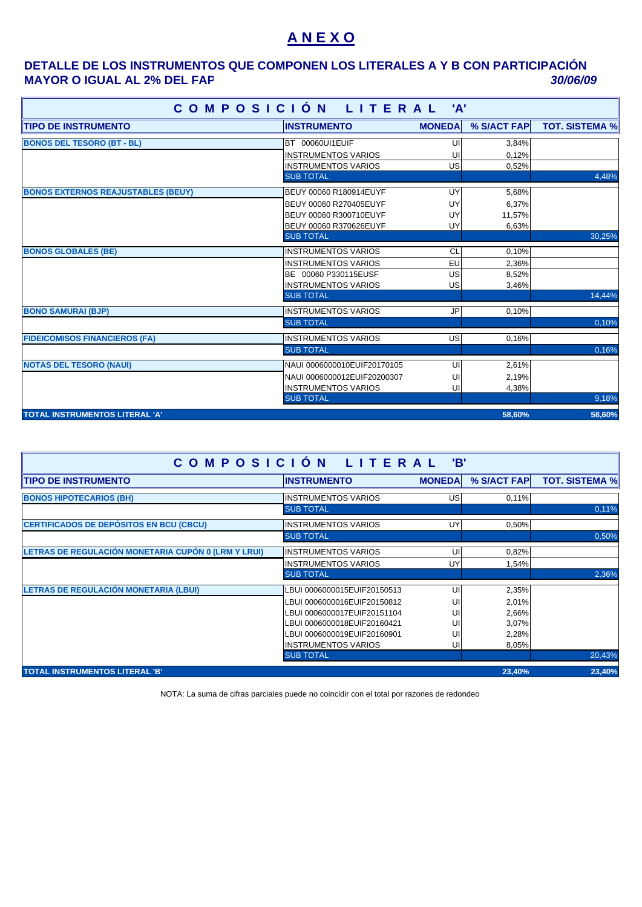# ANEXO

## DETALLE DE LOS INSTRUMENTOS QUE COMPONEN LOS LITERALES A Y B CON PARTICIPACIÓN MAYOR O IGUAL AL 2% DEL FAP

***30/06/09***

### COMPOSICIÓN LITERAL 'A'

| TIPO DE INSTRUMENTO | INSTRUMENTO | MONEDA | % S/ACT FAP | TOT. SISTEMA % |
|---|---|---|---|---|
| **BONOS DEL TESORO (BT - BL)** | BT 00060UI1EUIF | UI | 3,84% | |
| | INSTRUMENTOS VARIOS | UI | 0,12% | |
| | INSTRUMENTOS VARIOS | US | 0,52% | |
| | SUB TOTAL | | | 4,48% |
| **BONOS EXTERNOS REAJUSTABLES (BEUY)** | BEUY 00060 R180914EUYF | UY | 5,68% | |
| | BEUY 00060 R270405EUYF | UY | 6,37% | |
| | BEUY 00060 R300710EUYF | UY | 11,57% | |
| | BEUY 00060 R370626EUYF | UY | 6,63% | |
| | SUB TOTAL | | | 30,25% |
| **BONOS GLOBALES (BE)** | INSTRUMENTOS VARIOS | CL | 0,10% | |
| | INSTRUMENTOS VARIOS | EU | 2,36% | |
| | BE 00060 P330115EUSF | US | 8,52% | |
| | INSTRUMENTOS VARIOS | US | 3,46% | |
| | SUB TOTAL | | | 14,44% |
| **BONO SAMURAI (BJP)** | INSTRUMENTOS VARIOS | JP | 0,10% | |
| | SUB TOTAL | | | 0,10% |
| **FIDEICOMISOS FINANCIEROS (FA)** | INSTRUMENTOS VARIOS | US | 0,16% | |
| | SUB TOTAL | | | 0,16% |
| **NOTAS DEL TESORO (NAUI)** | NAUI 0006000010EUIF20170105 | UI | 2,61% | |
| | NAUI 0006000012EUIF20200307 | UI | 2,19% | |
| | INSTRUMENTOS VARIOS | UI | 4,38% | |
| | SUB TOTAL | | | 9,18% |
| **TOTAL INSTRUMENTOS LITERAL 'A'** | | | **58,60%** | **58,60%** |

### COMPOSICIÓN LITERAL 'B'

| TIPO DE INSTRUMENTO | INSTRUMENTO | MONEDA | % S/ACT FAP | TOT. SISTEMA % |
|---|---|---|---|---|
| **BONOS HIPOTECARIOS (BH)** | INSTRUMENTOS VARIOS | US | 0,11% | |
| | SUB TOTAL | | | 0,11% |
| **CERTIFICADOS DE DEPÓSITOS EN BCU (CBCU)** | INSTRUMENTOS VARIOS | UY | 0,50% | |
| | SUB TOTAL | | | 0,50% |
| **LETRAS DE REGULACIÓN MONETARIA CUPÓN 0 (LRM Y LRUI)** | INSTRUMENTOS VARIOS | UI | 0,82% | |
| | INSTRUMENTOS VARIOS | UY | 1,54% | |
| | SUB TOTAL | | | 2,36% |
| **LETRAS DE REGULACIÓN MONETARIA (LBUI)** | LBUI 0006000015EUIF20150513 | UI | 2,35% | |
| | LBUI 0006000016EUIF20150812 | UI | 2,01% | |
| | LBUI 0006000017EUIF20151104 | UI | 2,66% | |
| | LBUI 0006000018EUIF20160421 | UI | 3,07% | |
| | LBUI 0006000019EUIF20160901 | UI | 2,28% | |
| | INSTRUMENTOS VARIOS | UI | 8,05% | |
| | SUB TOTAL | | | 20,43% |
| **TOTAL INSTRUMENTOS LITERAL 'B'** | | | **23,40%** | **23,40%** |

NOTA: La suma de cifras parciales puede no coincidir con el total por razones de redondeo